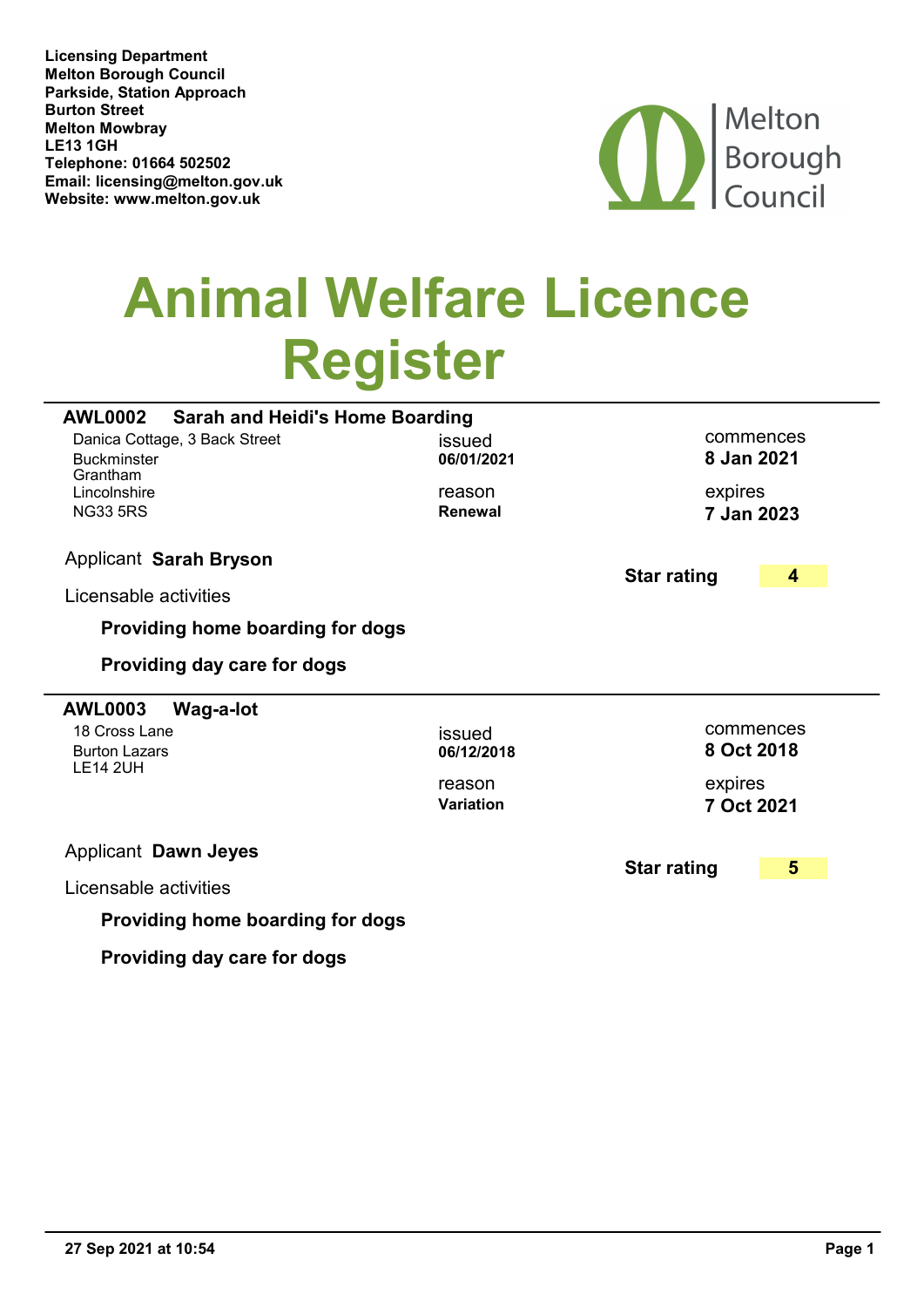**Licensing Department**
**Melton Borough Council**
**Parkside, Station Approach**
**Burton Street**
**Melton Mowbray**
**LE13 1GH**
**Telephone: 01664 502502**
**Email: licensing@melton.gov.uk**
**Website: www.melton.gov.uk**

Melton Borough Council

# Animal Welfare Licence Register

---

### AWL0002 Sarah and Heidi's Home Boarding

Danica Cottage, 3 Back Street
Buckminster
Grantham
Lincolnshire
NG33 5RS

issued **06/01/2021**

reason **Renewal**

commences **8 Jan 2021**

expires **7 Jan 2023**

Applicant **Sarah Bryson**

**Star rating** **4**

Licensable activities

**Providing home boarding for dogs**

**Providing day care for dogs**

---

### AWL0003 Wag-a-lot

18 Cross Lane
Burton Lazars
LE14 2UH

issued **06/12/2018**

reason **Variation**

commences **8 Oct 2018**

expires **7 Oct 2021**

Applicant **Dawn Jeyes**

**Star rating** **5**

Licensable activities

**Providing home boarding for dogs**

**Providing day care for dogs**

---

**27 Sep 2021 at 10:54**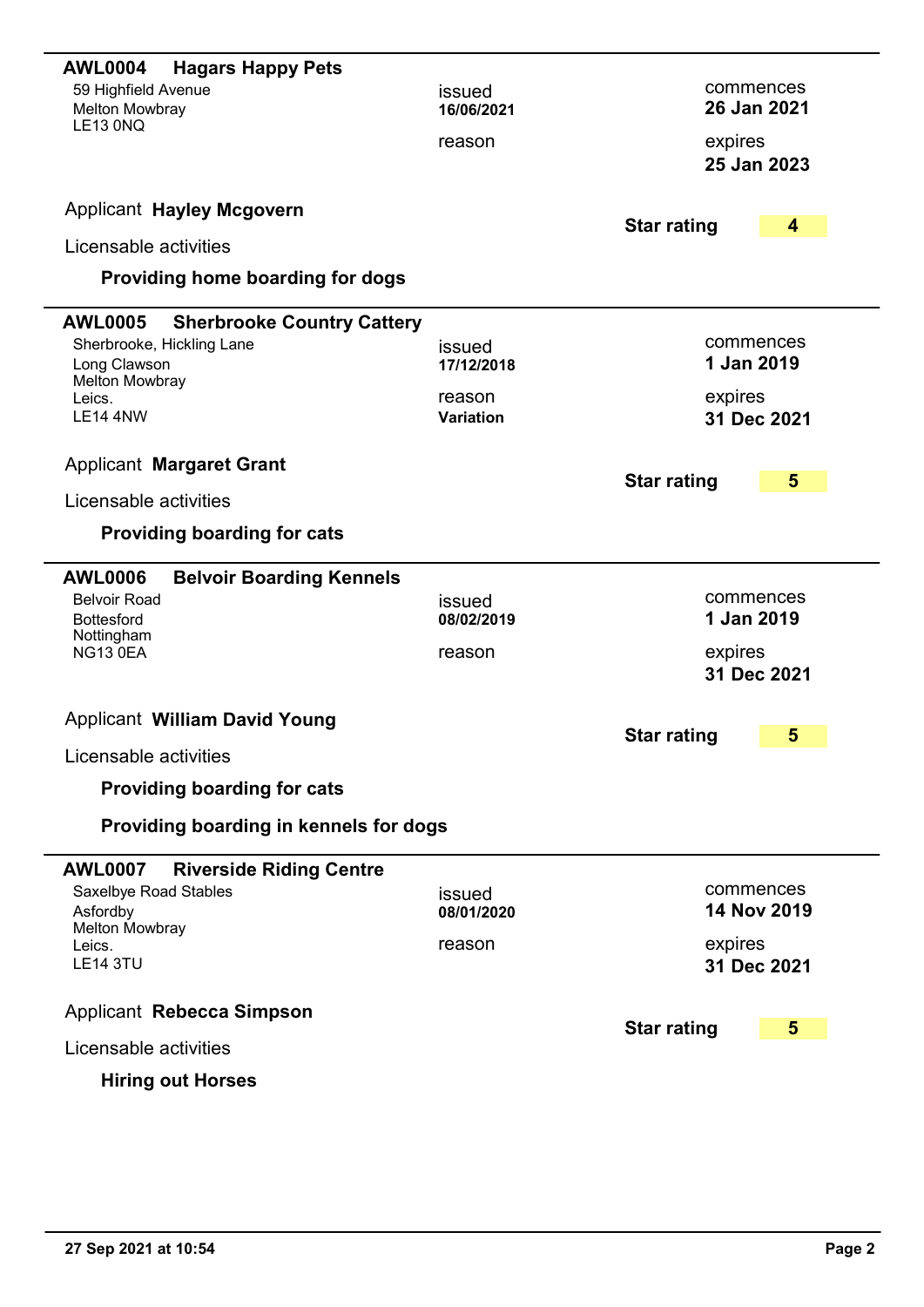## AWL0004 Hagars Happy Pets

59 Highfield Avenue
Melton Mowbray
LE13 0NQ

issued **16/06/2021**

reason

commences **26 Jan 2021**

expires **25 Jan 2023**

Applicant **Hayley Mcgovern**

**Star rating** **4**

Licensable activities

**Providing home boarding for dogs**

---

## AWL0005 Sherbrooke Country Cattery

Sherbrooke, Hickling Lane
Long Clawson
Melton Mowbray
Leics.
LE14 4NW

issued **17/12/2018**

reason **Variation**

commences **1 Jan 2019**

expires **31 Dec 2021**

Applicant **Margaret Grant**

**Star rating** **5**

Licensable activities

**Providing boarding for cats**

---

## AWL0006 Belvoir Boarding Kennels

Belvoir Road
Bottesford
Nottingham
NG13 0EA

issued **08/02/2019**

reason

commences **1 Jan 2019**

expires **31 Dec 2021**

Applicant **William David Young**

**Star rating** **5**

Licensable activities

**Providing boarding for cats**

**Providing boarding in kennels for dogs**

---

## AWL0007 Riverside Riding Centre

Saxelbye Road Stables
Asfordby
Melton Mowbray
Leics.
LE14 3TU

issued **08/01/2020**

reason

commences **14 Nov 2019**

expires **31 Dec 2021**

Applicant **Rebecca Simpson**

**Star rating** **5**

Licensable activities

**Hiring out Horses**

---

**27 Sep 2021 at 10:54**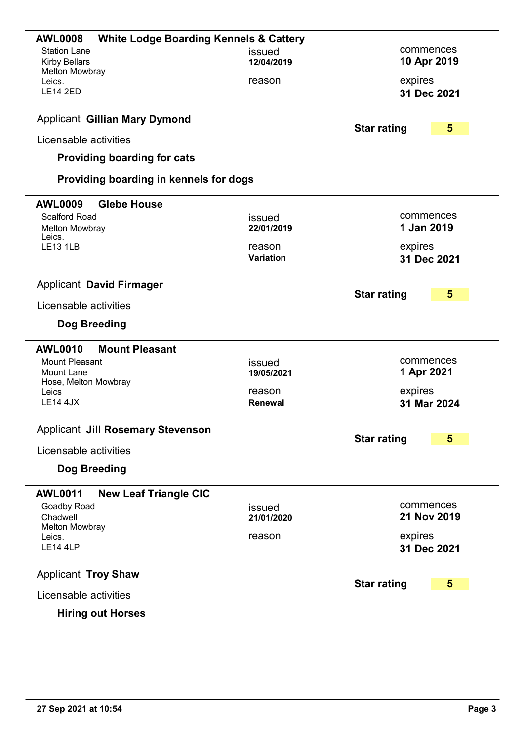## AWL0008 White Lodge Boarding Kennels & Cattery

Station Lane
Kirby Bellars
Melton Mowbray
Leics.
LE14 2ED

issued **12/04/2019**

reason

commences **10 Apr 2019**

expires **31 Dec 2021**

Applicant **Gillian Mary Dymond**

**Star rating** **5**

Licensable activities

**Providing boarding for cats**

**Providing boarding in kennels for dogs**

---

## AWL0009 Glebe House

Scalford Road
Melton Mowbray
Leics.
LE13 1LB

issued **22/01/2019**

reason **Variation**

commences **1 Jan 2019**

expires **31 Dec 2021**

Applicant **David Firmager**

**Star rating** **5**

Licensable activities

**Dog Breeding**

---

## AWL0010 Mount Pleasant

Mount Pleasant
Mount Lane
Hose, Melton Mowbray
Leics
LE14 4JX

issued **19/05/2021**

reason **Renewal**

commences **1 Apr 2021**

expires **31 Mar 2024**

Applicant **Jill Rosemary Stevenson**

**Star rating** **5**

Licensable activities

**Dog Breeding**

---

## AWL0011 New Leaf Triangle CIC

Goadby Road
Chadwell
Melton Mowbray
Leics.
LE14 4LP

issued **21/01/2020**

reason

commences **21 Nov 2019**

expires **31 Dec 2021**

Applicant **Troy Shaw**

**Star rating** **5**

Licensable activities

**Hiring out Horses**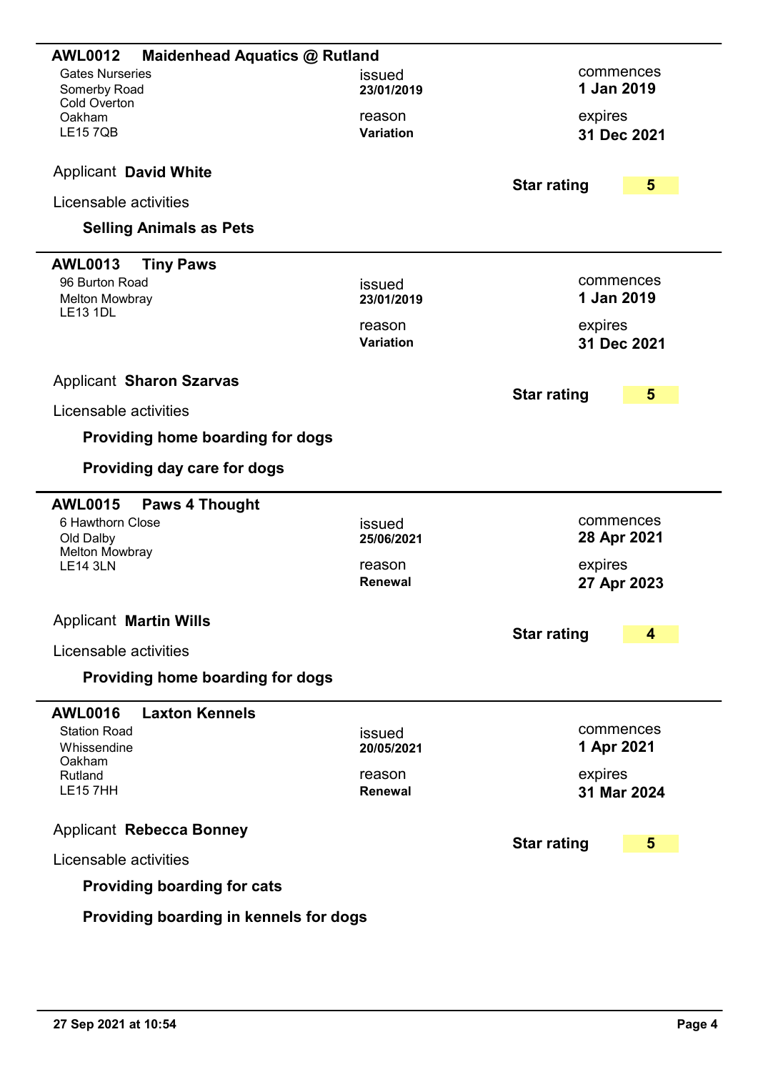## AWL0012 Maidenhead Aquatics @ Rutland

Gates Nurseries
Somerby Road
Cold Overton
Oakham
LE15 7QB

issued **23/01/2019**

reason **Variation**

commences **1 Jan 2019**

expires **31 Dec 2021**

Applicant **David White**

**Star rating** **5**

Licensable activities

- **Selling Animals as Pets**

---

## AWL0013 Tiny Paws

96 Burton Road
Melton Mowbray
LE13 1DL

issued **23/01/2019**

reason **Variation**

commences **1 Jan 2019**

expires **31 Dec 2021**

Applicant **Sharon Szarvas**

**Star rating** **5**

Licensable activities

- **Providing home boarding for dogs**
- **Providing day care for dogs**

---

## AWL0015 Paws 4 Thought

6 Hawthorn Close
Old Dalby
Melton Mowbray
LE14 3LN

issued **25/06/2021**

reason **Renewal**

commences **28 Apr 2021**

expires **27 Apr 2023**

Applicant **Martin Wills**

**Star rating** **4**

Licensable activities

- **Providing home boarding for dogs**

---

## AWL0016 Laxton Kennels

Station Road
Whissendine
Oakham
Rutland
LE15 7HH

issued **20/05/2021**

reason **Renewal**

commences **1 Apr 2021**

expires **31 Mar 2024**

Applicant **Rebecca Bonney**

**Star rating** **5**

Licensable activities

- **Providing boarding for cats**
- **Providing boarding in kennels for dogs**

27 Sep 2021 at 10:54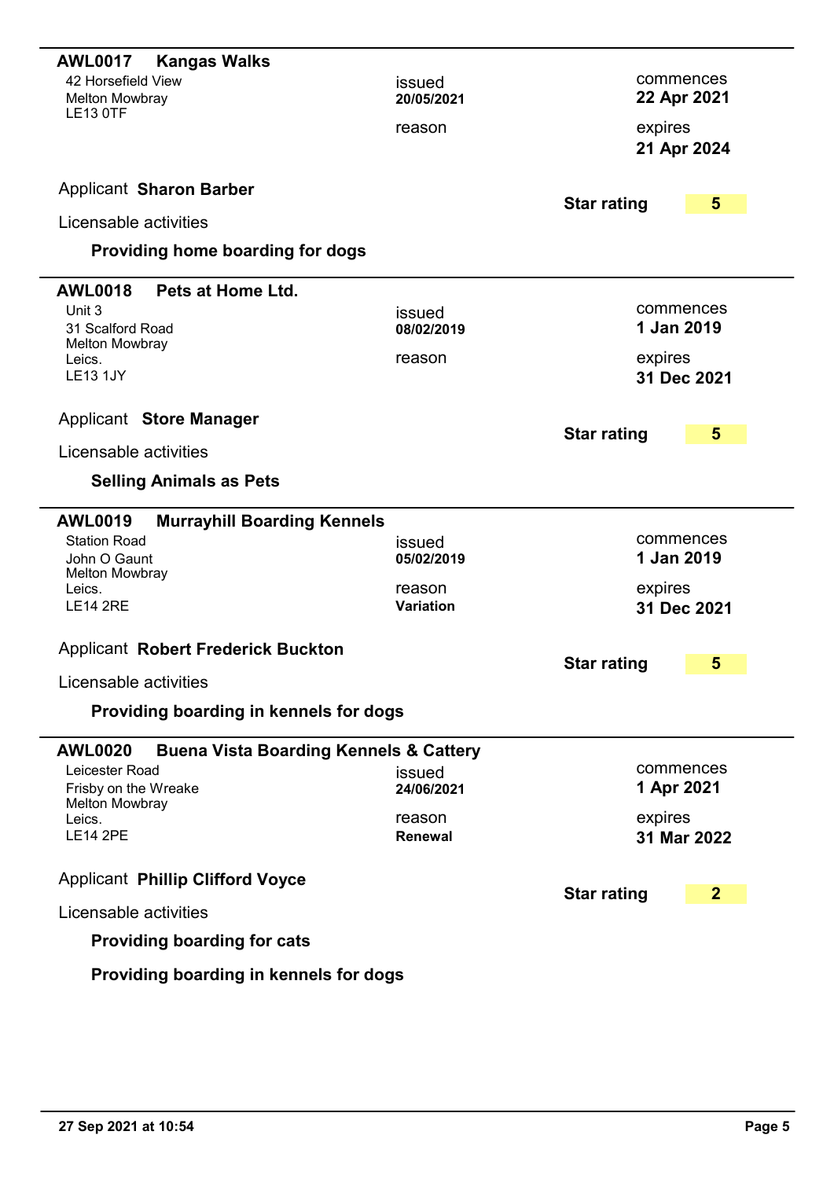## AWL0017 Kangas Walks

42 Horsefield View
Melton Mowbray
LE13 0TF

issued **20/05/2021**

reason

commences **22 Apr 2021**

expires **21 Apr 2024**

Applicant **Sharon Barber**

**Star rating** **5**

Licensable activities

**Providing home boarding for dogs**

---

## AWL0018 Pets at Home Ltd.

Unit 3
31 Scalford Road
Melton Mowbray
Leics.
LE13 1JY

issued **08/02/2019**

reason

commences **1 Jan 2019**

expires **31 Dec 2021**

Applicant **Store Manager**

**Star rating** **5**

Licensable activities

**Selling Animals as Pets**

---

## AWL0019 Murrayhill Boarding Kennels

Station Road
John O Gaunt
Melton Mowbray
Leics.
LE14 2RE

issued **05/02/2019**

reason **Variation**

commences **1 Jan 2019**

expires **31 Dec 2021**

Applicant **Robert Frederick Buckton**

**Star rating** **5**

Licensable activities

**Providing boarding in kennels for dogs**

---

## AWL0020 Buena Vista Boarding Kennels & Cattery

Leicester Road
Frisby on the Wreake
Melton Mowbray
Leics.
LE14 2PE

issued **24/06/2021**

reason **Renewal**

commences **1 Apr 2021**

expires **31 Mar 2022**

Applicant **Phillip Clifford Voyce**

**Star rating** **2**

Licensable activities

**Providing boarding for cats**

**Providing boarding in kennels for dogs**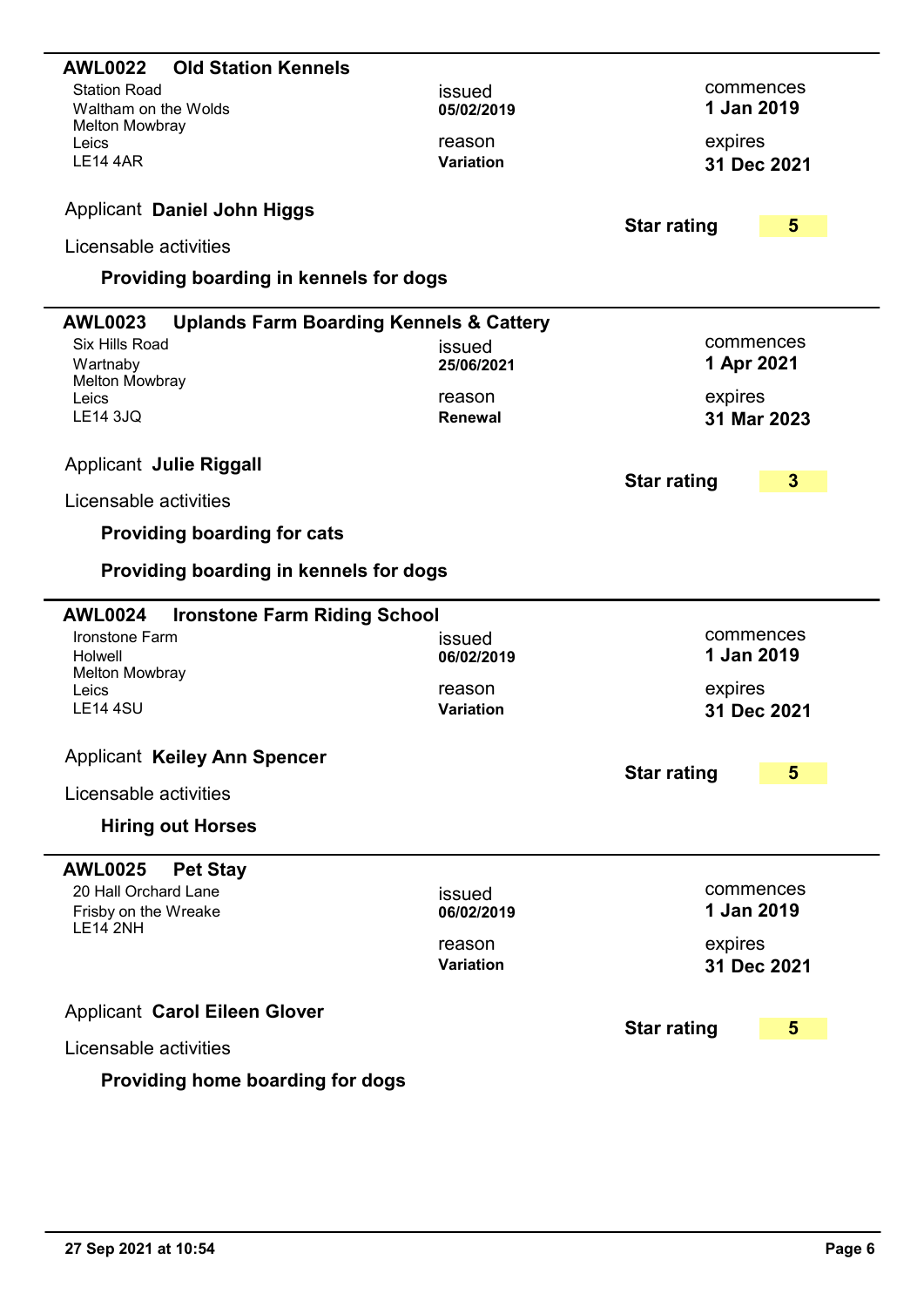## AWL0022 Old Station Kennels

Station Road
Waltham on the Wolds
Melton Mowbray
Leics
LE14 4AR

issued **05/02/2019**

reason **Variation**

commences **1 Jan 2019**

expires **31 Dec 2021**

Applicant **Daniel John Higgs**

**Star rating** **5**

Licensable activities

**Providing boarding in kennels for dogs**

---

## AWL0023 Uplands Farm Boarding Kennels & Cattery

Six Hills Road
Wartnaby
Melton Mowbray
Leics
LE14 3JQ

issued **25/06/2021**

reason **Renewal**

commences **1 Apr 2021**

expires **31 Mar 2023**

Applicant **Julie Riggall**

**Star rating** **3**

Licensable activities

**Providing boarding for cats**

**Providing boarding in kennels for dogs**

---

## AWL0024 Ironstone Farm Riding School

Ironstone Farm
Holwell
Melton Mowbray
Leics
LE14 4SU

issued **06/02/2019**

reason **Variation**

commences **1 Jan 2019**

expires **31 Dec 2021**

Applicant **Keiley Ann Spencer**

**Star rating** **5**

Licensable activities

**Hiring out Horses**

---

## AWL0025 Pet Stay

20 Hall Orchard Lane
Frisby on the Wreake
LE14 2NH

issued **06/02/2019**

reason **Variation**

commences **1 Jan 2019**

expires **31 Dec 2021**

Applicant **Carol Eileen Glover**

**Star rating** **5**

Licensable activities

**Providing home boarding for dogs**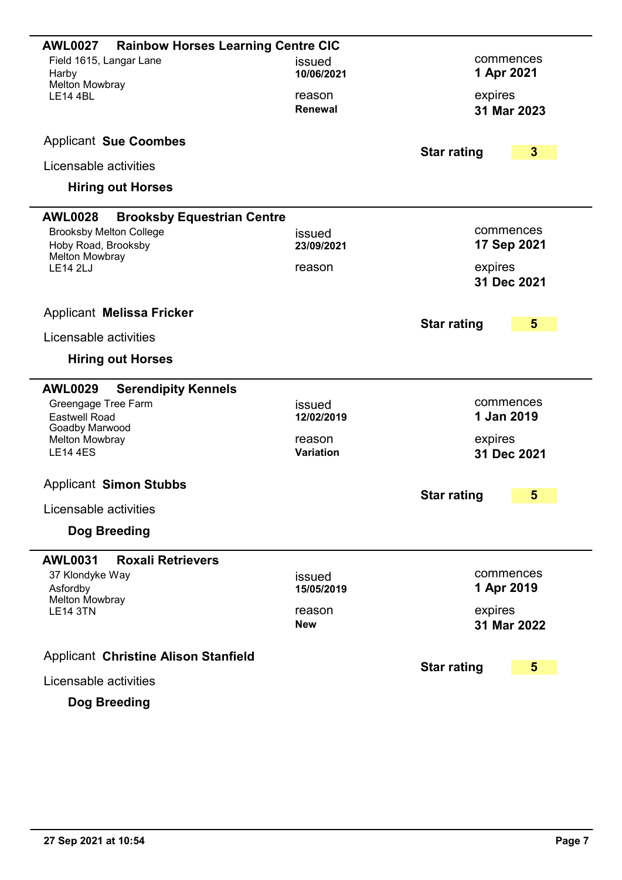## AWL0027 Rainbow Horses Learning Centre CIC

Field 1615, Langar Lane
Harby
Melton Mowbray
LE14 4BL

issued **10/06/2021**

reason **Renewal**

commences **1 Apr 2021**

expires **31 Mar 2023**

Applicant **Sue Coombes**

**Star rating** **3**

Licensable activities

**Hiring out Horses**

---

## AWL0028 Brooksby Equestrian Centre

Brooksby Melton College
Hoby Road, Brooksby
Melton Mowbray
LE14 2LJ

issued **23/09/2021**

reason

commences **17 Sep 2021**

expires **31 Dec 2021**

Applicant **Melissa Fricker**

**Star rating** **5**

Licensable activities

**Hiring out Horses**

---

## AWL0029 Serendipity Kennels

Greengage Tree Farm
Eastwell Road
Goadby Marwood
Melton Mowbray
LE14 4ES

issued **12/02/2019**

reason **Variation**

commences **1 Jan 2019**

expires **31 Dec 2021**

Applicant **Simon Stubbs**

**Star rating** **5**

Licensable activities

**Dog Breeding**

---

## AWL0031 Roxali Retrievers

37 Klondyke Way
Asfordby
Melton Mowbray
LE14 3TN

issued **15/05/2019**

reason **New**

commences **1 Apr 2019**

expires **31 Mar 2022**

Applicant **Christine Alison Stanfield**

**Star rating** **5**

Licensable activities

**Dog Breeding**

27 Sep 2021 at 10:54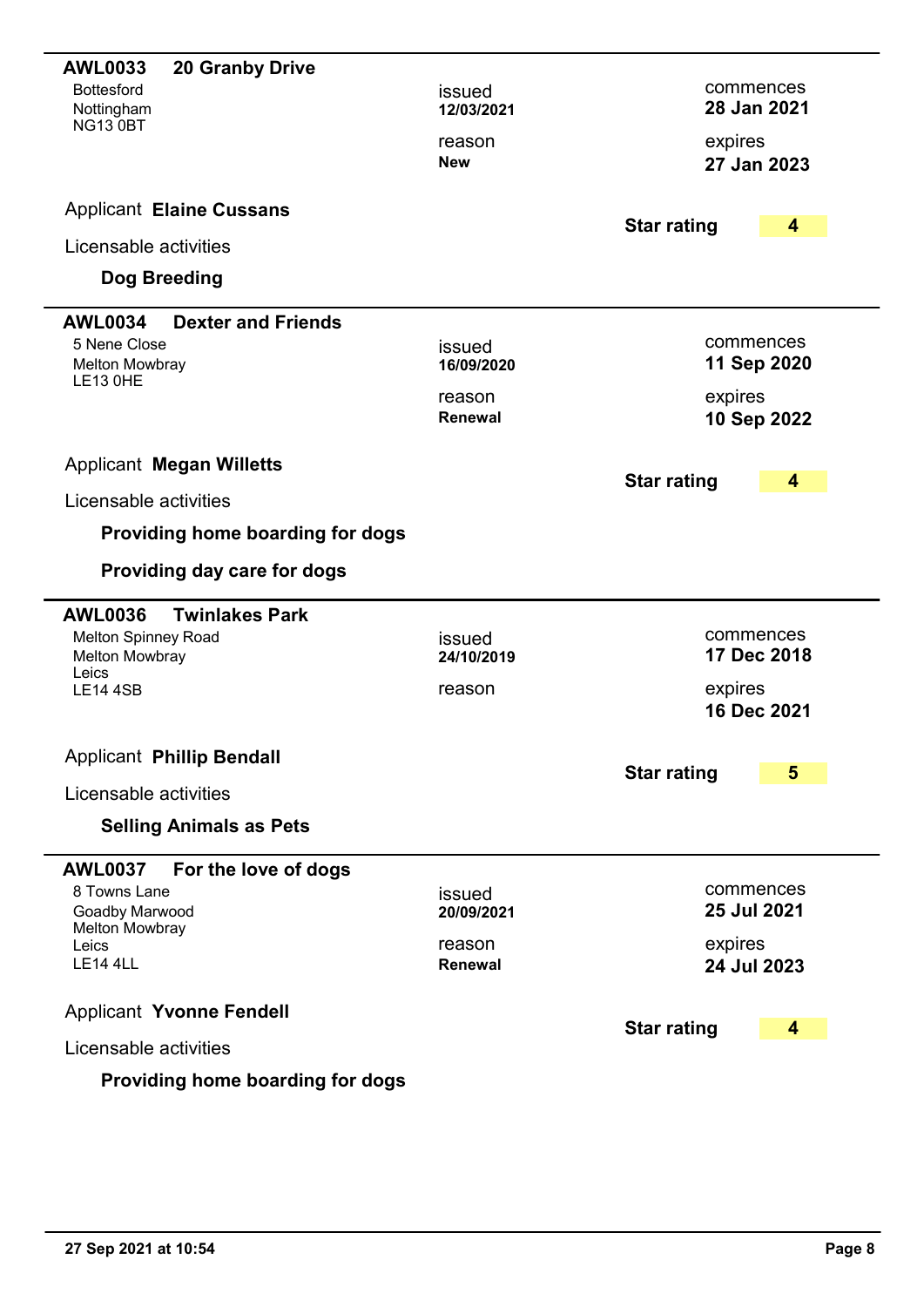## AWL0033 20 Granby Drive

Bottesford
Nottingham
NG13 0BT

issued **12/03/2021**

reason **New**

commences **28 Jan 2021**

expires **27 Jan 2023**

Applicant **Elaine Cussans**

**Star rating** **4**

Licensable activities

**Dog Breeding**

---

## AWL0034 Dexter and Friends

5 Nene Close
Melton Mowbray
LE13 0HE

issued **16/09/2020**

reason **Renewal**

commences **11 Sep 2020**

expires **10 Sep 2022**

Applicant **Megan Willetts**

**Star rating** **4**

Licensable activities

**Providing home boarding for dogs**

**Providing day care for dogs**

---

## AWL0036 Twinlakes Park

Melton Spinney Road
Melton Mowbray
Leics
LE14 4SB

issued **24/10/2019**

reason

commences **17 Dec 2018**

expires **16 Dec 2021**

Applicant **Phillip Bendall**

**Star rating** **5**

Licensable activities

**Selling Animals as Pets**

---

## AWL0037 For the love of dogs

8 Towns Lane
Goadby Marwood
Melton Mowbray
Leics
LE14 4LL

issued **20/09/2021**

reason **Renewal**

commences **25 Jul 2021**

expires **24 Jul 2023**

Applicant **Yvonne Fendell**

**Star rating** **4**

Licensable activities

**Providing home boarding for dogs**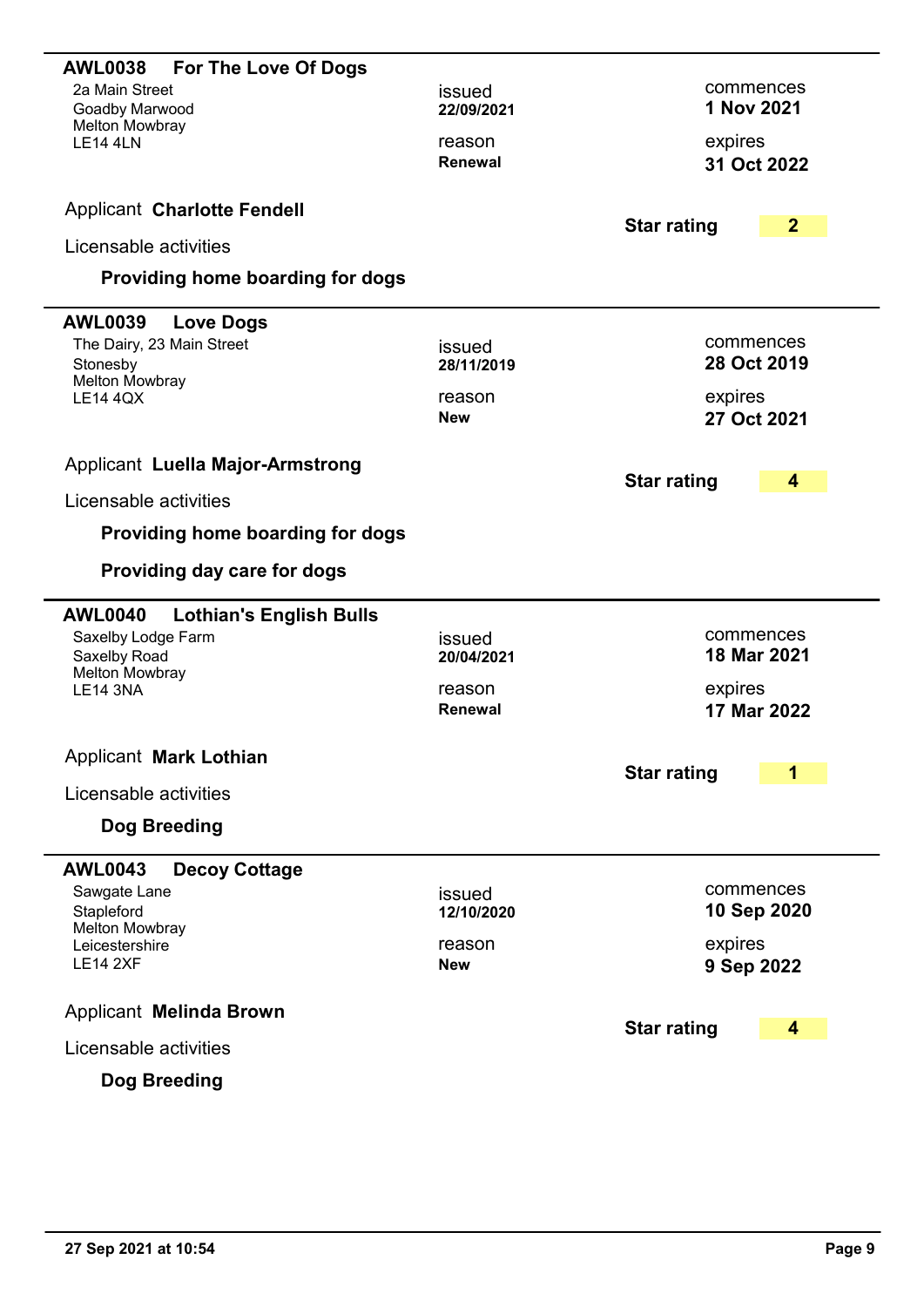## AWL0038 For The Love Of Dogs

2a Main Street
Goadby Marwood
Melton Mowbray
LE14 4LN

issued **22/09/2021**

reason **Renewal**

commences **1 Nov 2021**

expires **31 Oct 2022**

Applicant **Charlotte Fendell**

**Star rating** **2**

Licensable activities

**Providing home boarding for dogs**

---

## AWL0039 Love Dogs

The Dairy, 23 Main Street
Stonesby
Melton Mowbray
LE14 4QX

issued **28/11/2019**

reason **New**

commences **28 Oct 2019**

expires **27 Oct 2021**

Applicant **Luella Major-Armstrong**

**Star rating** **4**

Licensable activities

**Providing home boarding for dogs**

**Providing day care for dogs**

---

## AWL0040 Lothian's English Bulls

Saxelby Lodge Farm
Saxelby Road
Melton Mowbray
LE14 3NA

issued **20/04/2021**

reason **Renewal**

commences **18 Mar 2021**

expires **17 Mar 2022**

Applicant **Mark Lothian**

**Star rating** **1**

Licensable activities

**Dog Breeding**

---

## AWL0043 Decoy Cottage

Sawgate Lane
Stapleford
Melton Mowbray
Leicestershire
LE14 2XF

issued **12/10/2020**

reason **New**

commences **10 Sep 2020**

expires **9 Sep 2022**

Applicant **Melinda Brown**

**Star rating** **4**

Licensable activities

**Dog Breeding**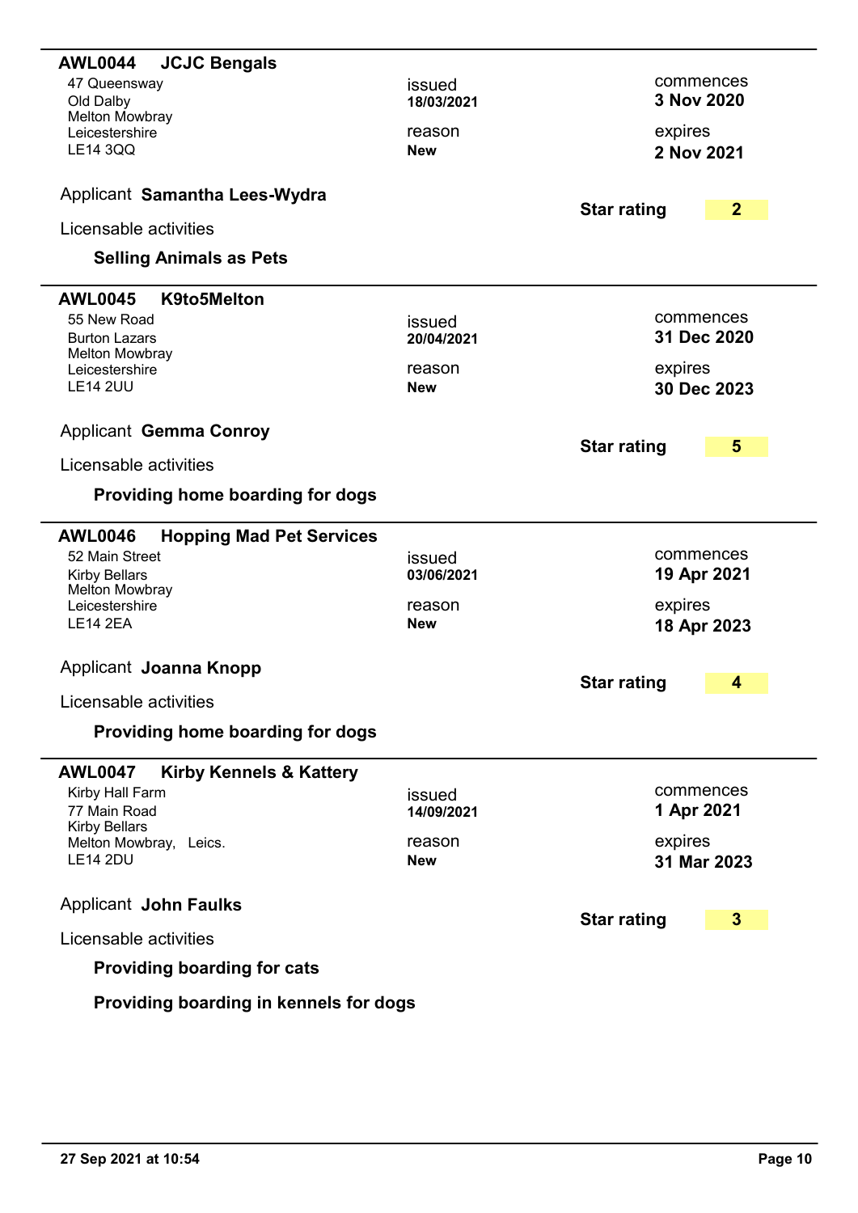## AWL0044 JCJC Bengals

47 Queensway
Old Dalby
Melton Mowbray
Leicestershire
LE14 3QQ

issued **18/03/2021**

reason **New**

commences **3 Nov 2020**

expires **2 Nov 2021**

Applicant **Samantha Lees-Wydra**

**Star rating** **2**

Licensable activities

**Selling Animals as Pets**

---

## AWL0045 K9to5Melton

55 New Road
Burton Lazars
Melton Mowbray
Leicestershire
LE14 2UU

issued **20/04/2021**

reason **New**

commences **31 Dec 2020**

expires **30 Dec 2023**

Applicant **Gemma Conroy**

**Star rating** **5**

Licensable activities

**Providing home boarding for dogs**

---

## AWL0046 Hopping Mad Pet Services

52 Main Street
Kirby Bellars
Melton Mowbray
Leicestershire
LE14 2EA

issued **03/06/2021**

reason **New**

commences **19 Apr 2021**

expires **18 Apr 2023**

Applicant **Joanna Knopp**

**Star rating** **4**

Licensable activities

**Providing home boarding for dogs**

---

## AWL0047 Kirby Kennels & Kattery

Kirby Hall Farm
77 Main Road
Kirby Bellars
Melton Mowbray, Leics.
LE14 2DU

issued **14/09/2021**

reason **New**

commences **1 Apr 2021**

expires **31 Mar 2023**

Applicant **John Faulks**

**Star rating** **3**

Licensable activities

**Providing boarding for cats**

**Providing boarding in kennels for dogs**

---

**27 Sep 2021 at 10:54**